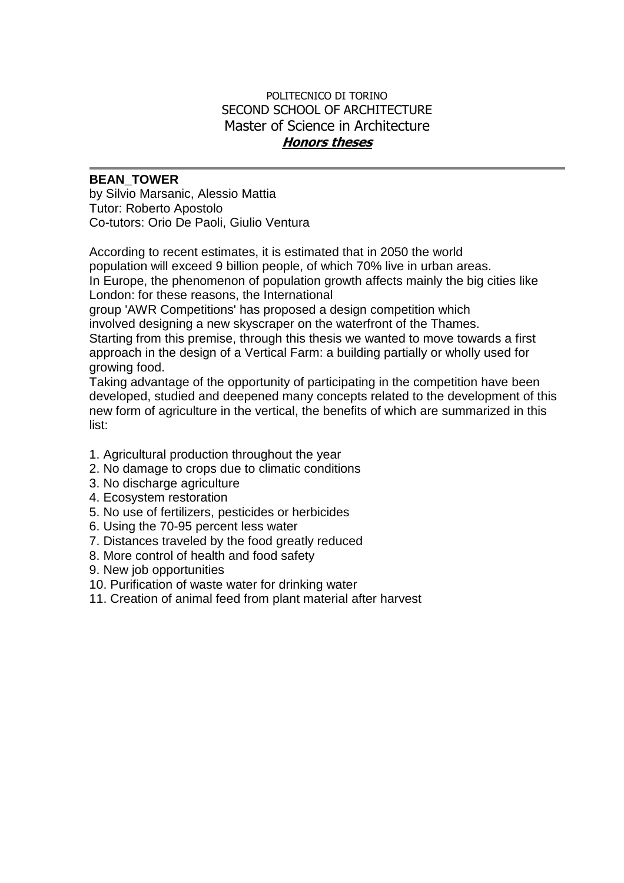POLITECNICO DI TORINO
SECOND SCHOOL OF ARCHITECTURE
Master of Science in Architecture
***Honors theses***

---

**BEAN_TOWER**
by Silvio Marsanic, Alessio Mattia
Tutor: Roberto Apostolo
Co-tutors: Orio De Paoli, Giulio Ventura

According to recent estimates, it is estimated that in 2050 the world population will exceed 9 billion people, of which 70% live in urban areas.
In Europe, the phenomenon of population growth affects mainly the big cities like London: for these reasons, the International group 'AWR Competitions' has proposed a design competition which involved designing a new skyscraper on the waterfront of the Thames.
Starting from this premise, through this thesis we wanted to move towards a first approach in the design of a Vertical Farm: a building partially or wholly used for growing food.
Taking advantage of the opportunity of participating in the competition have been developed, studied and deepened many concepts related to the development of this new form of agriculture in the vertical, the benefits of which are summarized in this list:

1. Agricultural production throughout the year
2. No damage to crops due to climatic conditions
3. No discharge agriculture
4. Ecosystem restoration
5. No use of fertilizers, pesticides or herbicides
6. Using the 70-95 percent less water
7. Distances traveled by the food greatly reduced
8. More control of health and food safety
9. New job opportunities
10. Purification of waste water for drinking water
11. Creation of animal feed from plant material after harvest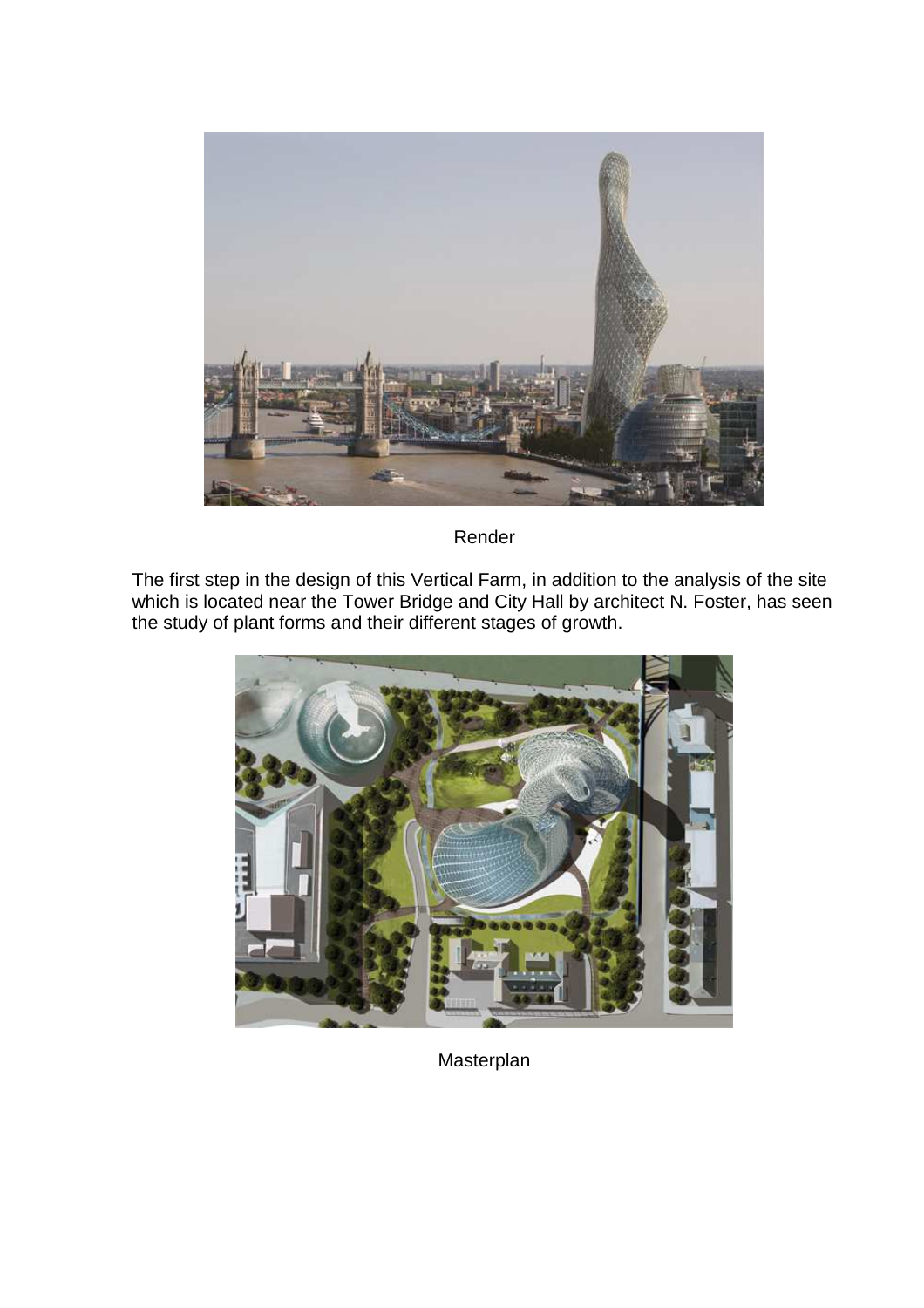Render

The first step in the design of this Vertical Farm, in addition to the analysis of the site which is located near the Tower Bridge and City Hall by architect N. Foster, has seen the study of plant forms and their different stages of growth.

Masterplan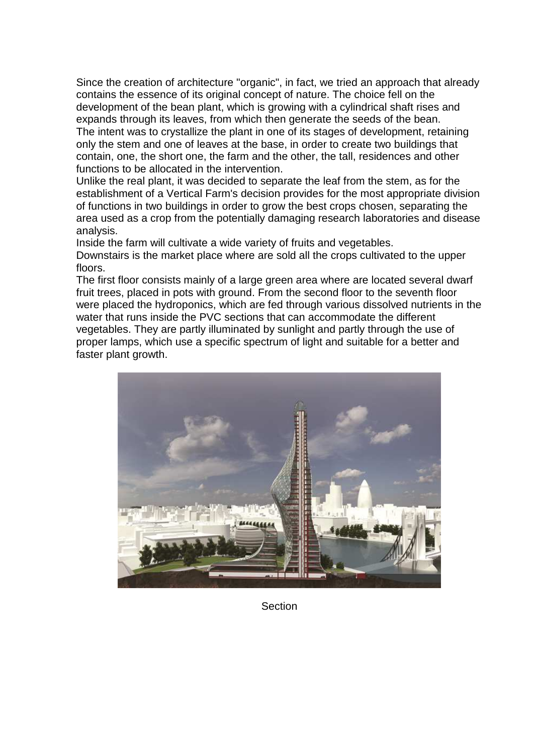Since the creation of architecture "organic", in fact, we tried an approach that already contains the essence of its original concept of nature. The choice fell on the development of the bean plant, which is growing with a cylindrical shaft rises and expands through its leaves, from which then generate the seeds of the bean.
The intent was to crystallize the plant in one of its stages of development, retaining only the stem and one of leaves at the base, in order to create two buildings that contain, one, the short one, the farm and the other, the tall, residences and other functions to be allocated in the intervention.
Unlike the real plant, it was decided to separate the leaf from the stem, as for the establishment of a Vertical Farm's decision provides for the most appropriate division of functions in two buildings in order to grow the best crops chosen, separating the area used as a crop from the potentially damaging research laboratories and disease analysis.
Inside the farm will cultivate a wide variety of fruits and vegetables.
Downstairs is the market place where are sold all the crops cultivated to the upper floors.
The first floor consists mainly of a large green area where are located several dwarf fruit trees, placed in pots with ground. From the second floor to the seventh floor were placed the hydroponics, which are fed through various dissolved nutrients in the water that runs inside the PVC sections that can accommodate the different vegetables. They are partly illuminated by sunlight and partly through the use of proper lamps, which use a specific spectrum of light and suitable for a better and faster plant growth.

Section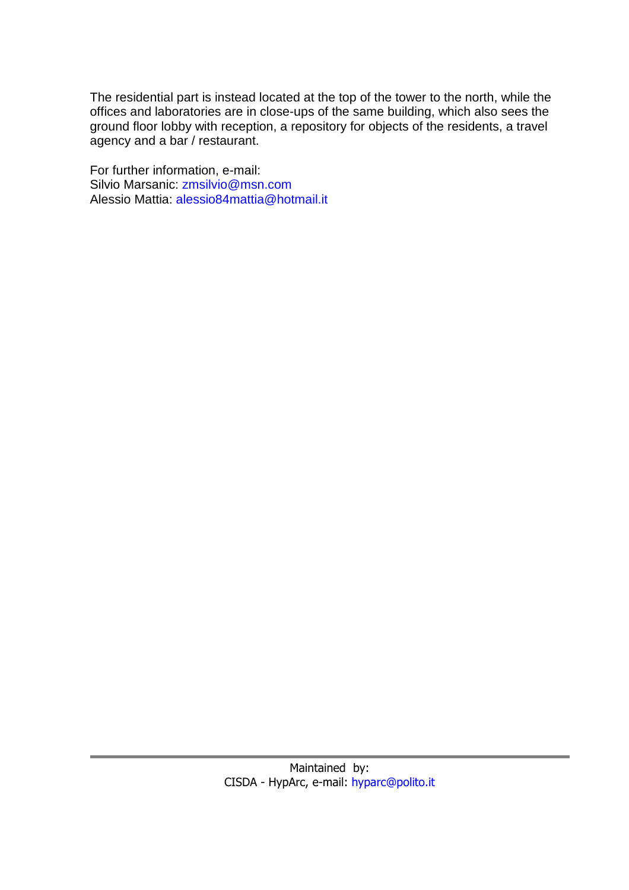The residential part is instead located at the top of the tower to the north, while the offices and laboratories are in close-ups of the same building, which also sees the ground floor lobby with reception, a repository for objects of the residents, a travel agency and a bar / restaurant.

For further information, e-mail:
Silvio Marsanic: zmsilvio@msn.com
Alessio Mattia: alessio84mattia@hotmail.it

---

Maintained by:
CISDA - HypArc, e-mail: hyparc@polito.it